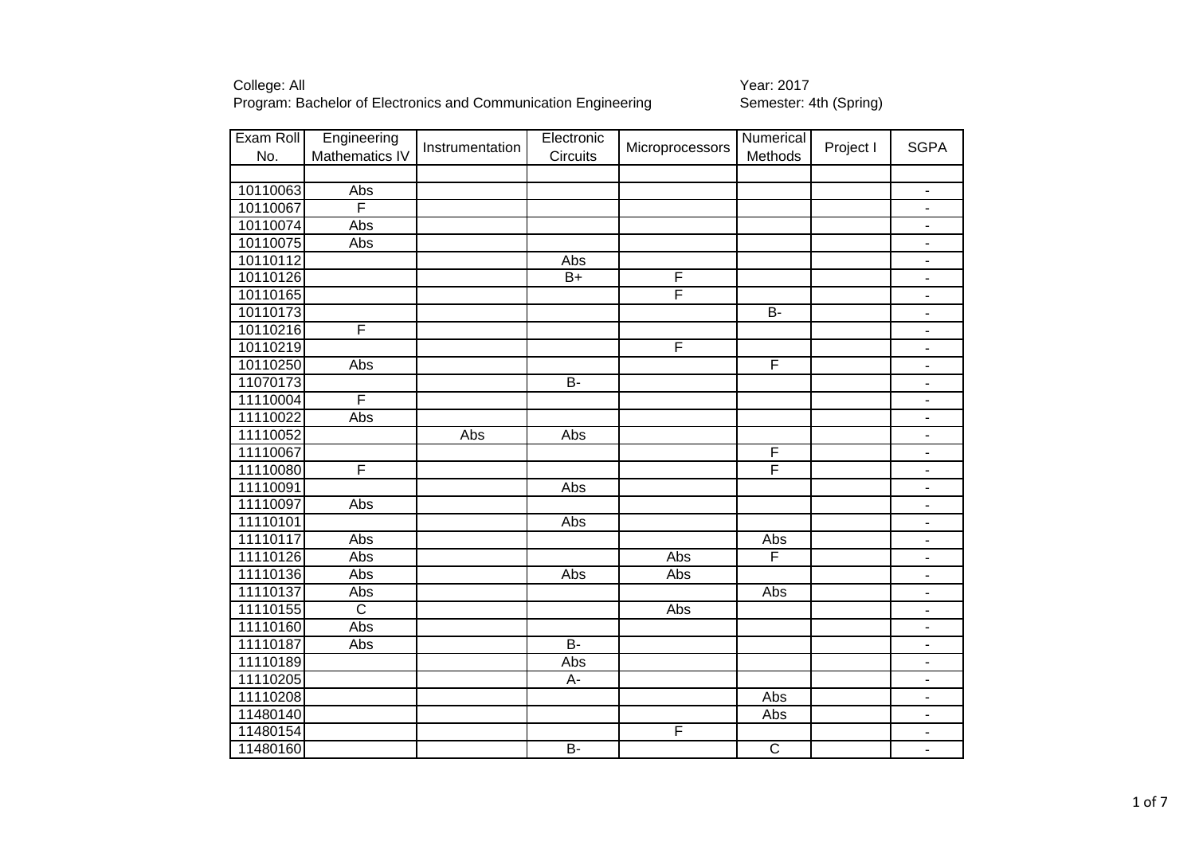College: All
Program: Bachelor of Electronics and Communication Engineering

Year: 2017
Semester: 4th (Spring)

| Exam Roll No. | Engineering Mathematics IV | Instrumentation | Electronic Circuits | Microprocessors | Numerical Methods | Project I | SGPA |
|---|---|---|---|---|---|---|---|
| | | | | | | | |
| 10110063 | Abs | | | | | | - |
| 10110067 | F | | | | | | - |
| 10110074 | Abs | | | | | | - |
| 10110075 | Abs | | | | | | - |
| 10110112 | | | Abs | | | | - |
| 10110126 | | | B+ | F | | | - |
| 10110165 | | | | F | | | - |
| 10110173 | | | | | B- | | - |
| 10110216 | F | | | | | | - |
| 10110219 | | | | F | | | - |
| 10110250 | Abs | | | | F | | - |
| 11070173 | | | B- | | | | - |
| 11110004 | F | | | | | | - |
| 11110022 | Abs | | | | | | - |
| 11110052 | | Abs | Abs | | | | - |
| 11110067 | | | | | F | | - |
| 11110080 | F | | | | F | | - |
| 11110091 | | | Abs | | | | - |
| 11110097 | Abs | | | | | | - |
| 11110101 | | | Abs | | | | - |
| 11110117 | Abs | | | | Abs | | - |
| 11110126 | Abs | | | Abs | F | | - |
| 11110136 | Abs | | Abs | Abs | | | - |
| 11110137 | Abs | | | | Abs | | - |
| 11110155 | C | | | Abs | | | - |
| 11110160 | Abs | | | | | | - |
| 11110187 | Abs | | B- | | | | - |
| 11110189 | | | Abs | | | | - |
| 11110205 | | | A- | | | | - |
| 11110208 | | | | | Abs | | - |
| 11480140 | | | | | Abs | | - |
| 11480154 | | | | F | | | - |
| 11480160 | | | B- | | C | | - |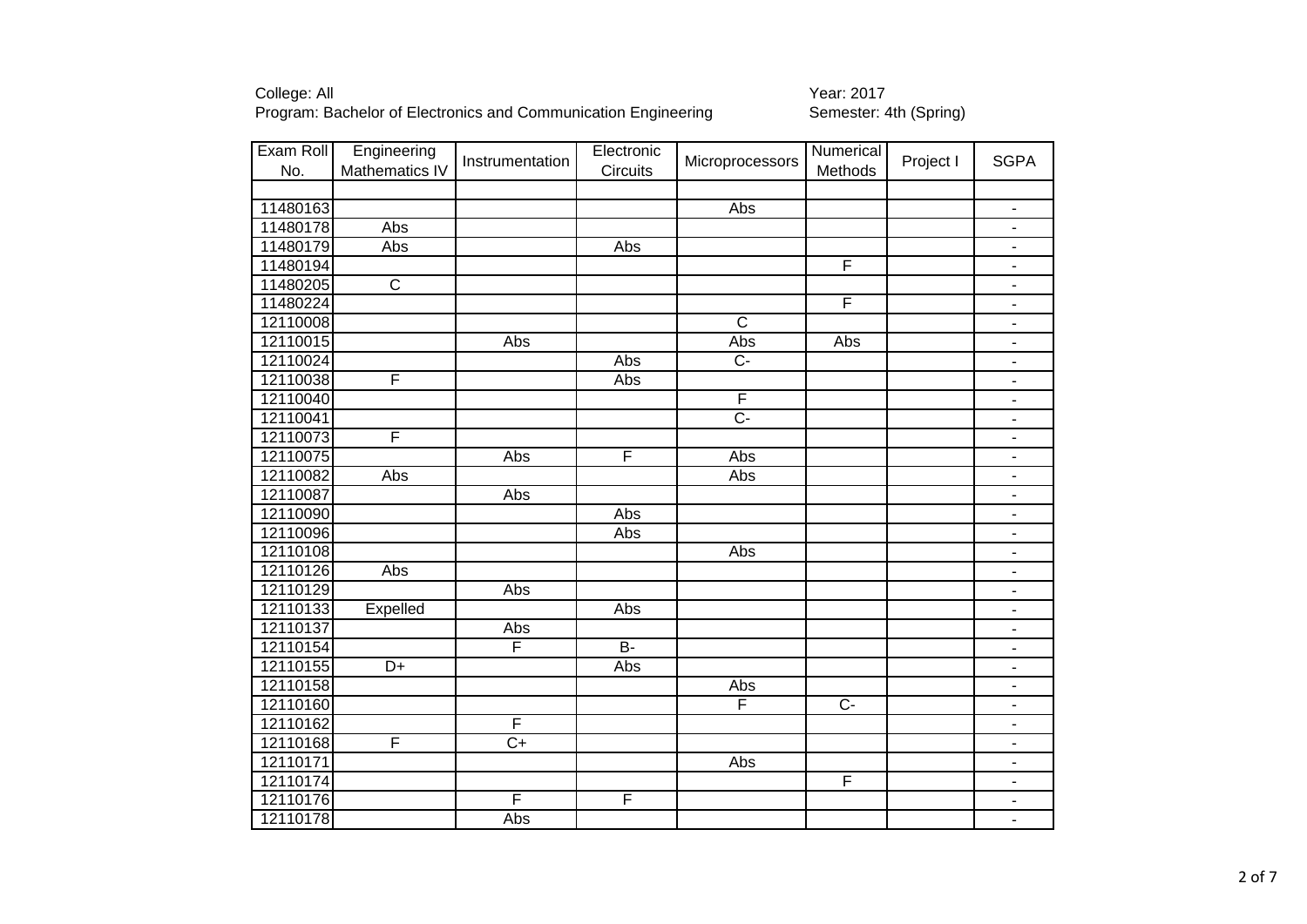College: All
Program: Bachelor of Electronics and Communication Engineering

Year: 2017
Semester: 4th (Spring)

| Exam Roll No. | Engineering Mathematics IV | Instrumentation | Electronic Circuits | Microprocessors | Numerical Methods | Project I | SGPA |
|---|---|---|---|---|---|---|---|
| | | | | | | | |
| 11480163 | | | | Abs | | | - |
| 11480178 | Abs | | | | | | - |
| 11480179 | Abs | | Abs | | | | - |
| 11480194 | | | | | F | | - |
| 11480205 | C | | | | | | - |
| 11480224 | | | | | F | | - |
| 12110008 | | | | C | | | - |
| 12110015 | | Abs | | Abs | Abs | | - |
| 12110024 | | | Abs | C- | | | - |
| 12110038 | F | | Abs | | | | - |
| 12110040 | | | | F | | | - |
| 12110041 | | | | C- | | | - |
| 12110073 | F | | | | | | - |
| 12110075 | | Abs | F | Abs | | | - |
| 12110082 | Abs | | | Abs | | | - |
| 12110087 | | Abs | | | | | - |
| 12110090 | | | Abs | | | | - |
| 12110096 | | | Abs | | | | - |
| 12110108 | | | | Abs | | | - |
| 12110126 | Abs | | | | | | - |
| 12110129 | | Abs | | | | | - |
| 12110133 | Expelled | | Abs | | | | - |
| 12110137 | | Abs | | | | | - |
| 12110154 | | F | B- | | | | - |
| 12110155 | D+ | | Abs | | | | - |
| 12110158 | | | | Abs | | | - |
| 12110160 | | | | F | C- | | - |
| 12110162 | | F | | | | | - |
| 12110168 | F | C+ | | | | | - |
| 12110171 | | | | Abs | | | - |
| 12110174 | | | | | F | | - |
| 12110176 | | F | F | | | | - |
| 12110178 | | Abs | | | | | - |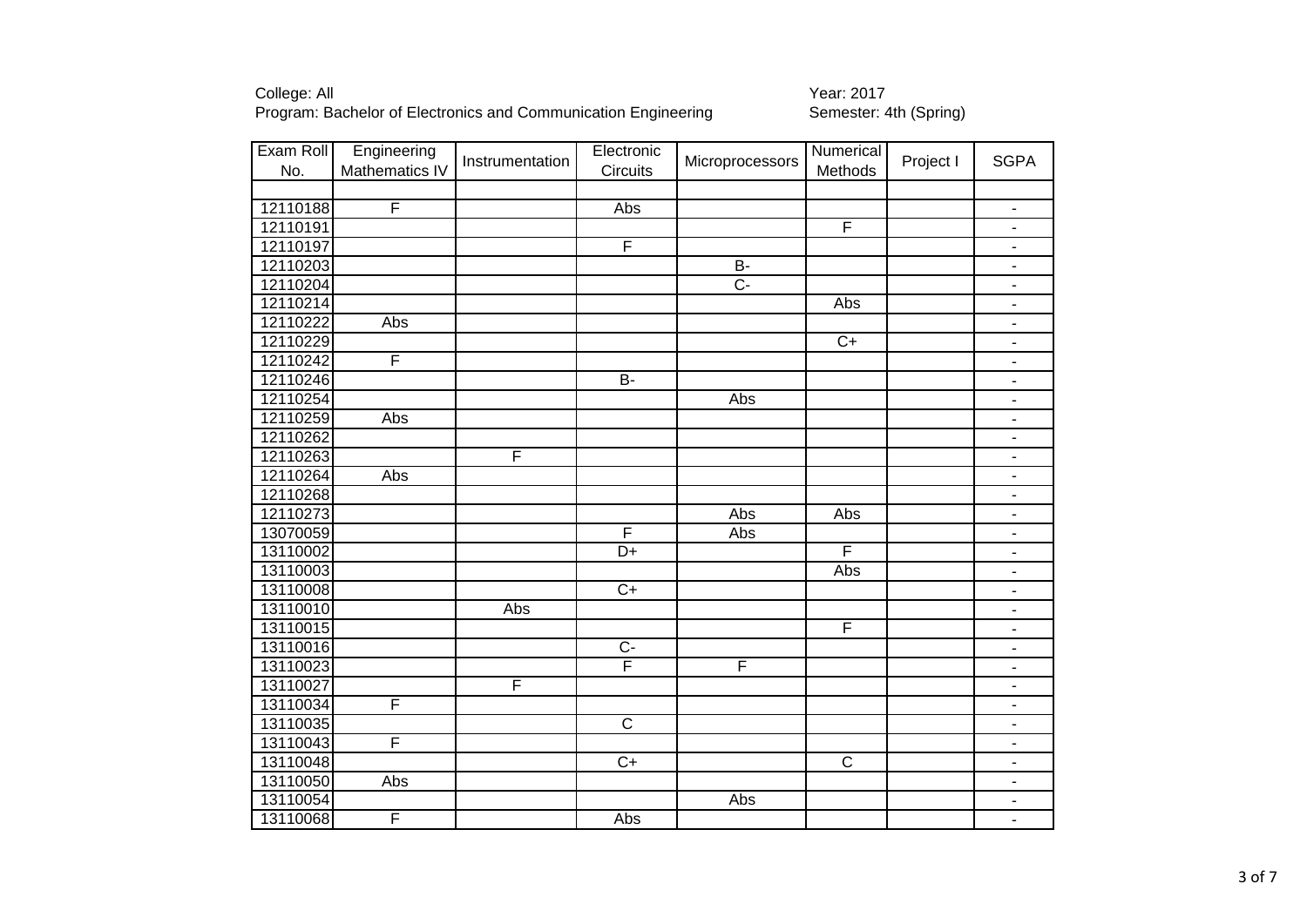College: All
Program: Bachelor of Electronics and Communication Engineering

Year: 2017
Semester: 4th (Spring)

| Exam Roll No. | Engineering Mathematics IV | Instrumentation | Electronic Circuits | Microprocessors | Numerical Methods | Project I | SGPA |
|---|---|---|---|---|---|---|---|
| | | | | | | | |
| 12110188 | F | | Abs | | | | - |
| 12110191 | | | | | F | | - |
| 12110197 | | | F | | | | - |
| 12110203 | | | | B- | | | - |
| 12110204 | | | | C- | | | - |
| 12110214 | | | | | Abs | | - |
| 12110222 | Abs | | | | | | - |
| 12110229 | | | | | C+ | | - |
| 12110242 | F | | | | | | - |
| 12110246 | | | B- | | | | - |
| 12110254 | | | | Abs | | | - |
| 12110259 | Abs | | | | | | - |
| 12110262 | | | | | | | - |
| 12110263 | | F | | | | | - |
| 12110264 | Abs | | | | | | - |
| 12110268 | | | | | | | - |
| 12110273 | | | | Abs | Abs | | - |
| 13070059 | | | F | Abs | | | - |
| 13110002 | | | D+ | | F | | - |
| 13110003 | | | | | Abs | | - |
| 13110008 | | | C+ | | | | - |
| 13110010 | | Abs | | | | | - |
| 13110015 | | | | | F | | - |
| 13110016 | | | C- | | | | - |
| 13110023 | | | F | F | | | - |
| 13110027 | | F | | | | | - |
| 13110034 | F | | | | | | - |
| 13110035 | | | C | | | | - |
| 13110043 | F | | | | | | - |
| 13110048 | | | C+ | | C | | - |
| 13110050 | Abs | | | | | | - |
| 13110054 | | | | Abs | | | - |
| 13110068 | F | | Abs | | | | - |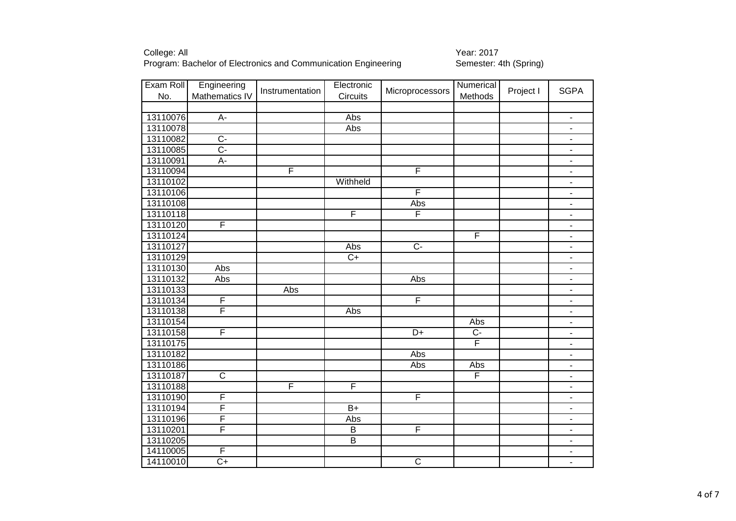College: All
Program: Bachelor of Electronics and Communication Engineering

Year: 2017
Semester: 4th (Spring)

| Exam Roll No. | Engineering Mathematics IV | Instrumentation | Electronic Circuits | Microprocessors | Numerical Methods | Project I | SGPA |
|---|---|---|---|---|---|---|---|
| | | | | | | | |
| 13110076 | A- | | Abs | | | | - |
| 13110078 | | | Abs | | | | - |
| 13110082 | C- | | | | | | - |
| 13110085 | C- | | | | | | - |
| 13110091 | A- | | | | | | - |
| 13110094 | | F | | F | | | - |
| 13110102 | | | Withheld | | | | - |
| 13110106 | | | | F | | | - |
| 13110108 | | | | Abs | | | - |
| 13110118 | | | F | F | | | - |
| 13110120 | F | | | | | | - |
| 13110124 | | | | | F | | - |
| 13110127 | | | Abs | C- | | | - |
| 13110129 | | | C+ | | | | - |
| 13110130 | Abs | | | | | | - |
| 13110132 | Abs | | | Abs | | | - |
| 13110133 | | Abs | | | | | - |
| 13110134 | F | | | F | | | - |
| 13110138 | F | | Abs | | | | - |
| 13110154 | | | | | Abs | | - |
| 13110158 | F | | | D+ | C- | | - |
| 13110175 | | | | | F | | - |
| 13110182 | | | | Abs | | | - |
| 13110186 | | | | Abs | Abs | | - |
| 13110187 | C | | | | F | | - |
| 13110188 | | F | F | | | | - |
| 13110190 | F | | | F | | | - |
| 13110194 | F | | B+ | | | | - |
| 13110196 | F | | Abs | | | | - |
| 13110201 | F | | B | F | | | - |
| 13110205 | | | B | | | | - |
| 14110005 | F | | | | | | - |
| 14110010 | C+ | | | C | | | - |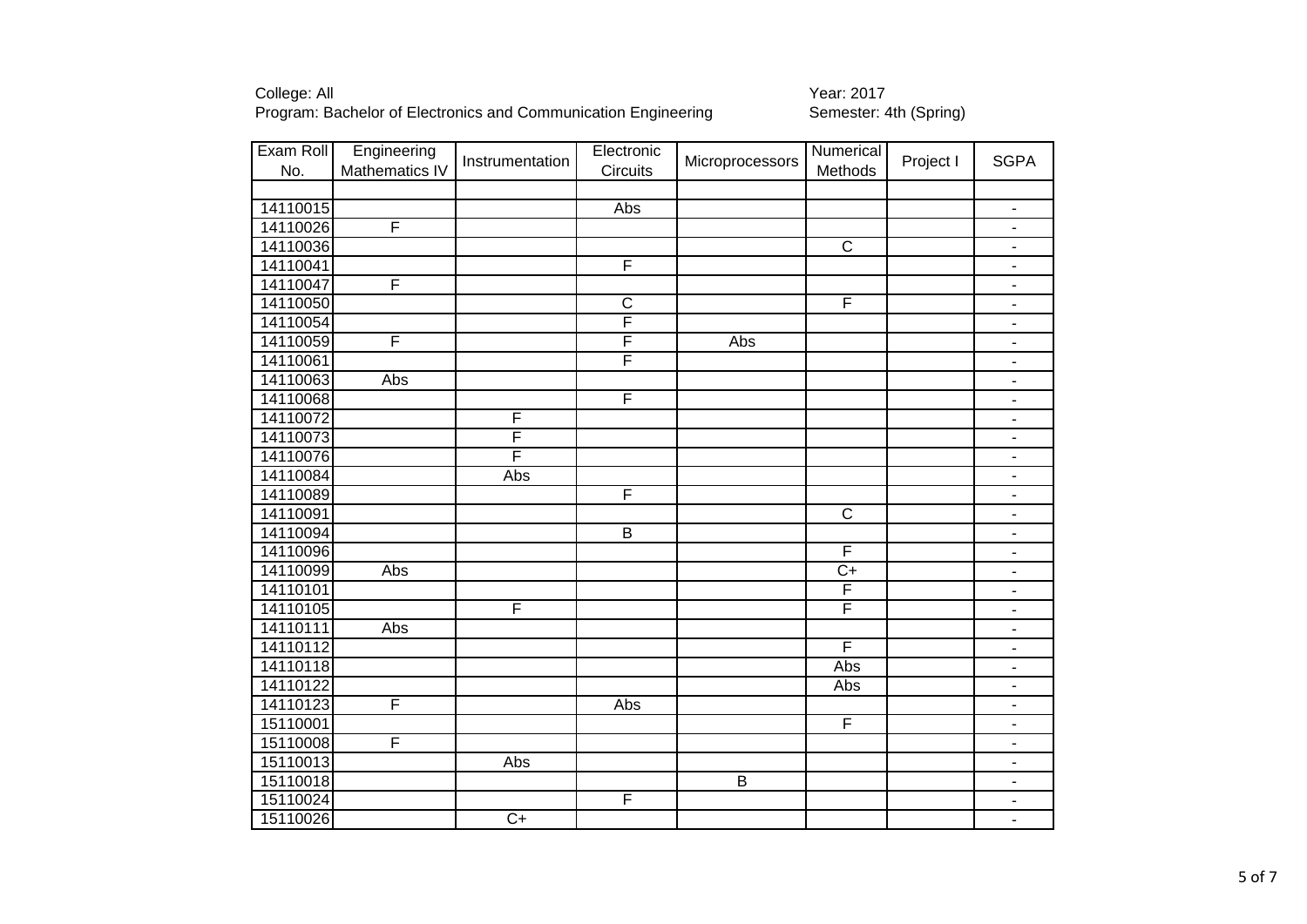College: All
Program: Bachelor of Electronics and Communication Engineering

Year: 2017
Semester: 4th (Spring)

| Exam Roll No. | Engineering Mathematics IV | Instrumentation | Electronic Circuits | Microprocessors | Numerical Methods | Project I | SGPA |
|---|---|---|---|---|---|---|---|
| | | | | | | | |
| 14110015 | | | Abs | | | | - |
| 14110026 | F | | | | | | - |
| 14110036 | | | | | C | | - |
| 14110041 | | | F | | | | - |
| 14110047 | F | | | | | | - |
| 14110050 | | | C | | F | | - |
| 14110054 | | | F | | | | - |
| 14110059 | F | | F | Abs | | | - |
| 14110061 | | | F | | | | - |
| 14110063 | Abs | | | | | | - |
| 14110068 | | | F | | | | - |
| 14110072 | | F | | | | | - |
| 14110073 | | F | | | | | - |
| 14110076 | | F | | | | | - |
| 14110084 | | Abs | | | | | - |
| 14110089 | | | F | | | | - |
| 14110091 | | | | | C | | - |
| 14110094 | | | B | | | | - |
| 14110096 | | | | | F | | - |
| 14110099 | Abs | | | | C+ | | - |
| 14110101 | | | | | F | | - |
| 14110105 | | F | | | F | | - |
| 14110111 | Abs | | | | | | - |
| 14110112 | | | | | F | | - |
| 14110118 | | | | | Abs | | - |
| 14110122 | | | | | Abs | | - |
| 14110123 | F | | Abs | | | | - |
| 15110001 | | | | | F | | - |
| 15110008 | F | | | | | | - |
| 15110013 | | Abs | | | | | - |
| 15110018 | | | | B | | | - |
| 15110024 | | | F | | | | - |
| 15110026 | | C+ | | | | | - |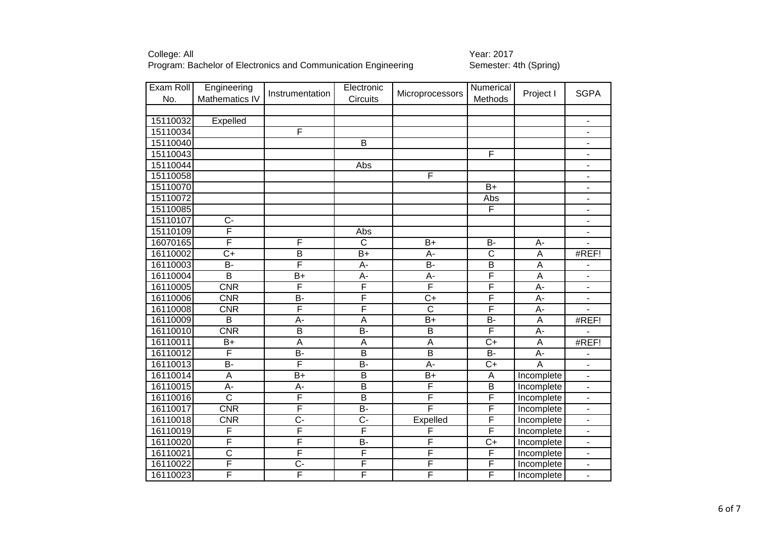College: All
Program: Bachelor of Electronics and Communication Engineering

Year: 2017
Semester: 4th (Spring)

| Exam Roll No. | Engineering Mathematics IV | Instrumentation | Electronic Circuits | Microprocessors | Numerical Methods | Project I | SGPA |
|---|---|---|---|---|---|---|---|
| | | | | | | | |
| 15110032 | Expelled | | | | | | - |
| 15110034 | | F | | | | | - |
| 15110040 | | | B | | | | - |
| 15110043 | | | | | F | | - |
| 15110044 | | | Abs | | | | - |
| 15110058 | | | | F | | | - |
| 15110070 | | | | | B+ | | - |
| 15110072 | | | | | Abs | | - |
| 15110085 | | | | | F | | - |
| 15110107 | C- | | | | | | - |
| 15110109 | F | | Abs | | | | - |
| 16070165 | F | F | C | B+ | B- | A- | - |
| 16110002 | C+ | B | B+ | A- | C | A | #REF! |
| 16110003 | B- | F | A- | B- | B | A | - |
| 16110004 | B | B+ | A- | A- | F | A | - |
| 16110005 | CNR | F | F | F | F | A- | - |
| 16110006 | CNR | B- | F | C+ | F | A- | - |
| 16110008 | CNR | F | F | C | F | A- | - |
| 16110009 | B | A- | A | B+ | B- | A | #REF! |
| 16110010 | CNR | B | B- | B | F | A- | - |
| 16110011 | B+ | A | A | A | C+ | A | #REF! |
| 16110012 | F | B- | B | B | B- | A- | - |
| 16110013 | B- | F | B- | A- | C+ | A | - |
| 16110014 | A | B+ | B | B+ | A | Incomplete | - |
| 16110015 | A- | A- | B | F | B | Incomplete | - |
| 16110016 | C | F | B | F | F | Incomplete | - |
| 16110017 | CNR | F | B- | F | F | Incomplete | - |
| 16110018 | CNR | C- | C- | Expelled | F | Incomplete | - |
| 16110019 | F | F | F | F | F | Incomplete | - |
| 16110020 | F | F | B- | F | C+ | Incomplete | - |
| 16110021 | C | F | F | F | F | Incomplete | - |
| 16110022 | F | C- | F | F | F | Incomplete | - |
| 16110023 | F | F | F | F | F | Incomplete | - |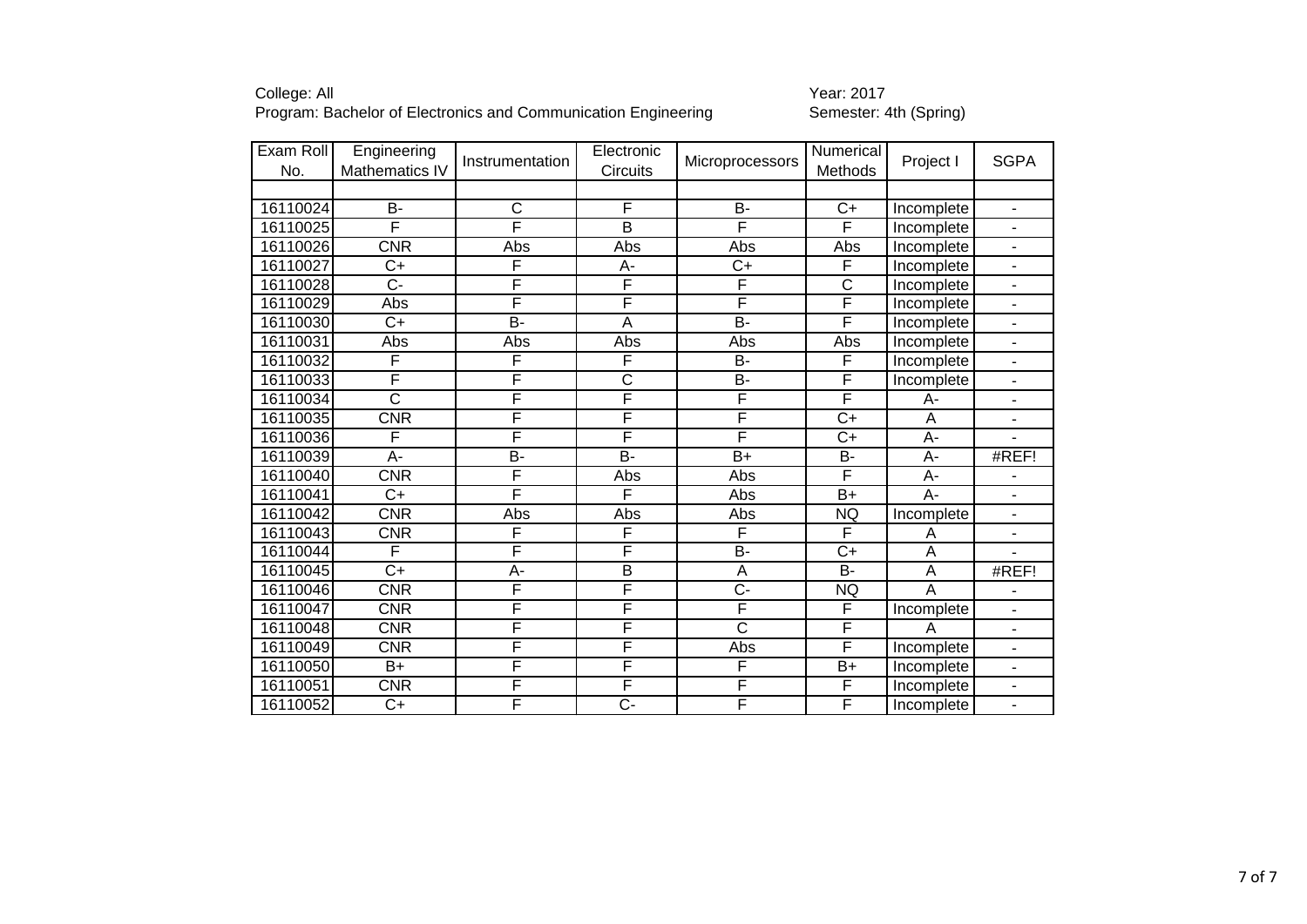College: All
Program: Bachelor of Electronics and Communication Engineering

Year: 2017
Semester: 4th (Spring)

| Exam Roll No. | Engineering Mathematics IV | Instrumentation | Electronic Circuits | Microprocessors | Numerical Methods | Project I | SGPA |
|---|---|---|---|---|---|---|---|
| | | | | | | | |
| 16110024 | B- | C | F | B- | C+ | Incomplete | - |
| 16110025 | F | F | B | F | F | Incomplete | - |
| 16110026 | CNR | Abs | Abs | Abs | Abs | Incomplete | - |
| 16110027 | C+ | F | A- | C+ | F | Incomplete | - |
| 16110028 | C- | F | F | F | C | Incomplete | - |
| 16110029 | Abs | F | F | F | F | Incomplete | - |
| 16110030 | C+ | B- | A | B- | F | Incomplete | - |
| 16110031 | Abs | Abs | Abs | Abs | Abs | Incomplete | - |
| 16110032 | F | F | F | B- | F | Incomplete | - |
| 16110033 | F | F | C | B- | F | Incomplete | - |
| 16110034 | C | F | F | F | F | A- | - |
| 16110035 | CNR | F | F | F | C+ | A | - |
| 16110036 | F | F | F | F | C+ | A- | - |
| 16110039 | A- | B- | B- | B+ | B- | A- | #REF! |
| 16110040 | CNR | F | Abs | Abs | F | A- | - |
| 16110041 | C+ | F | F | Abs | B+ | A- | - |
| 16110042 | CNR | Abs | Abs | Abs | NQ | Incomplete | - |
| 16110043 | CNR | F | F | F | F | A | - |
| 16110044 | F | F | F | B- | C+ | A | - |
| 16110045 | C+ | A- | B | A | B- | A | #REF! |
| 16110046 | CNR | F | F | C- | NQ | A | - |
| 16110047 | CNR | F | F | F | F | Incomplete | - |
| 16110048 | CNR | F | F | C | F | A | - |
| 16110049 | CNR | F | F | Abs | F | Incomplete | - |
| 16110050 | B+ | F | F | F | B+ | Incomplete | - |
| 16110051 | CNR | F | F | F | F | Incomplete | - |
| 16110052 | C+ | F | C- | F | F | Incomplete | - |